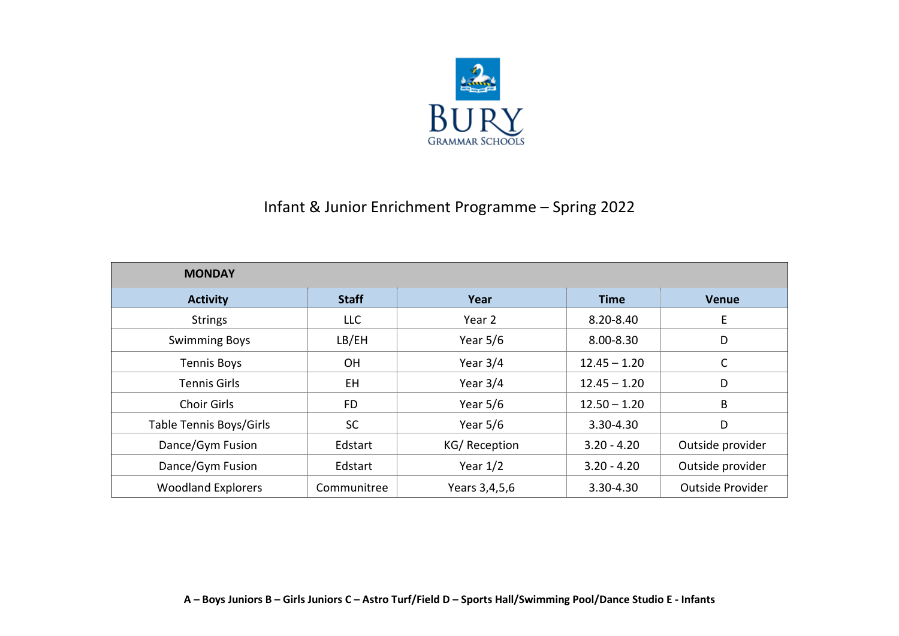BURY
GRAMMAR SCHOOLS

# Infant & Junior Enrichment Programme – Spring 2022

| **MONDAY** | | | | |
|---|---|---|---|---|
| **Activity** | **Staff** | **Year** | **Time** | **Venue** |
| Strings | LLC | Year 2 | 8.20-8.40 | E |
| Swimming Boys | LB/EH | Year 5/6 | 8.00-8.30 | D |
| Tennis Boys | OH | Year 3/4 | 12.45 – 1.20 | C |
| Tennis Girls | EH | Year 3/4 | 12.45 – 1.20 | D |
| Choir Girls | FD | Year 5/6 | 12.50 – 1.20 | B |
| Table Tennis Boys/Girls | SC | Year 5/6 | 3.30-4.30 | D |
| Dance/Gym Fusion | Edstart | KG/ Reception | 3.20 - 4.20 | Outside provider |
| Dance/Gym Fusion | Edstart | Year 1/2 | 3.20 - 4.20 | Outside provider |
| Woodland Explorers | Communitree | Years 3,4,5,6 | 3.30-4.30 | Outside Provider |

**A – Boys Juniors B – Girls Juniors C – Astro Turf/Field D – Sports Hall/Swimming Pool/Dance Studio E - Infants**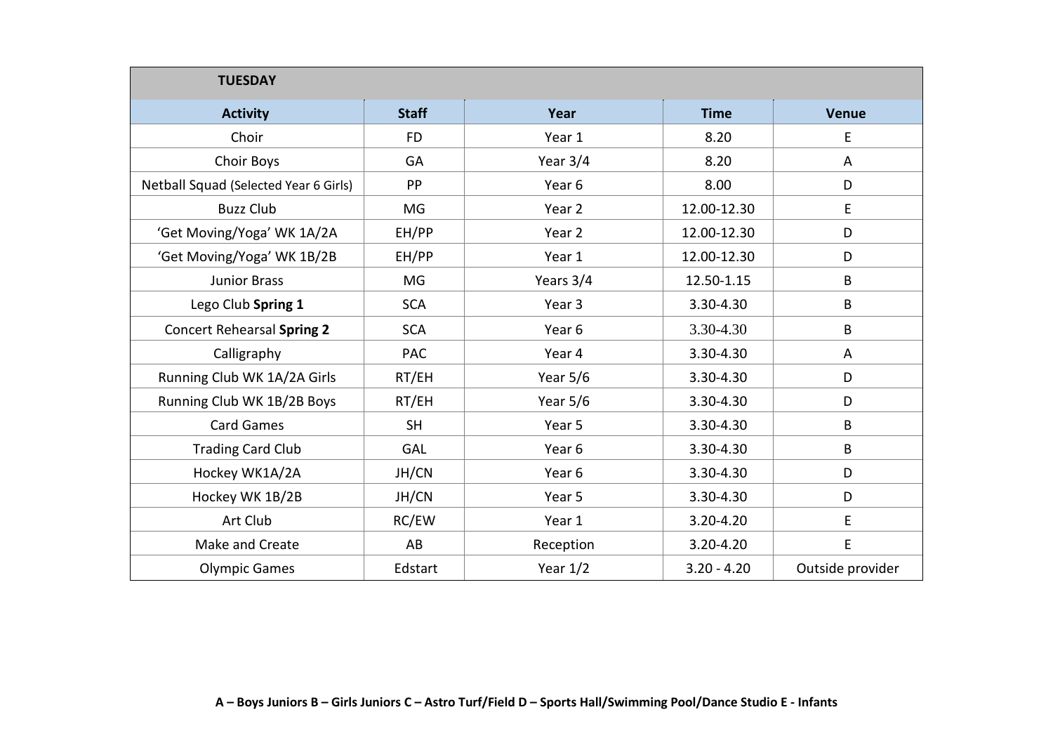| TUESDAY | | | | |
|---|---|---|---|---|
| **Activity** | **Staff** | **Year** | **Time** | **Venue** |
| Choir | FD | Year 1 | 8.20 | E |
| Choir Boys | GA | Year 3/4 | 8.20 | A |
| Netball Squad (Selected Year 6 Girls) | PP | Year 6 | 8.00 | D |
| Buzz Club | MG | Year 2 | 12.00-12.30 | E |
| 'Get Moving/Yoga' WK 1A/2A | EH/PP | Year 2 | 12.00-12.30 | D |
| 'Get Moving/Yoga' WK 1B/2B | EH/PP | Year 1 | 12.00-12.30 | D |
| Junior Brass | MG | Years 3/4 | 12.50-1.15 | B |
| Lego Club **Spring 1** | SCA | Year 3 | 3.30-4.30 | B |
| Concert Rehearsal **Spring 2** | SCA | Year 6 | 3.30-4.30 | B |
| Calligraphy | PAC | Year 4 | 3.30-4.30 | A |
| Running Club WK 1A/2A Girls | RT/EH | Year 5/6 | 3.30-4.30 | D |
| Running Club WK 1B/2B Boys | RT/EH | Year 5/6 | 3.30-4.30 | D |
| Card Games | SH | Year 5 | 3.30-4.30 | B |
| Trading Card Club | GAL | Year 6 | 3.30-4.30 | B |
| Hockey WK1A/2A | JH/CN | Year 6 | 3.30-4.30 | D |
| Hockey WK 1B/2B | JH/CN | Year 5 | 3.30-4.30 | D |
| Art Club | RC/EW | Year 1 | 3.20-4.20 | E |
| Make and Create | AB | Reception | 3.20-4.20 | E |
| Olympic Games | Edstart | Year 1/2 | 3.20 - 4.20 | Outside provider |

**A – Boys Juniors B – Girls Juniors C – Astro Turf/Field D – Sports Hall/Swimming Pool/Dance Studio E - Infants**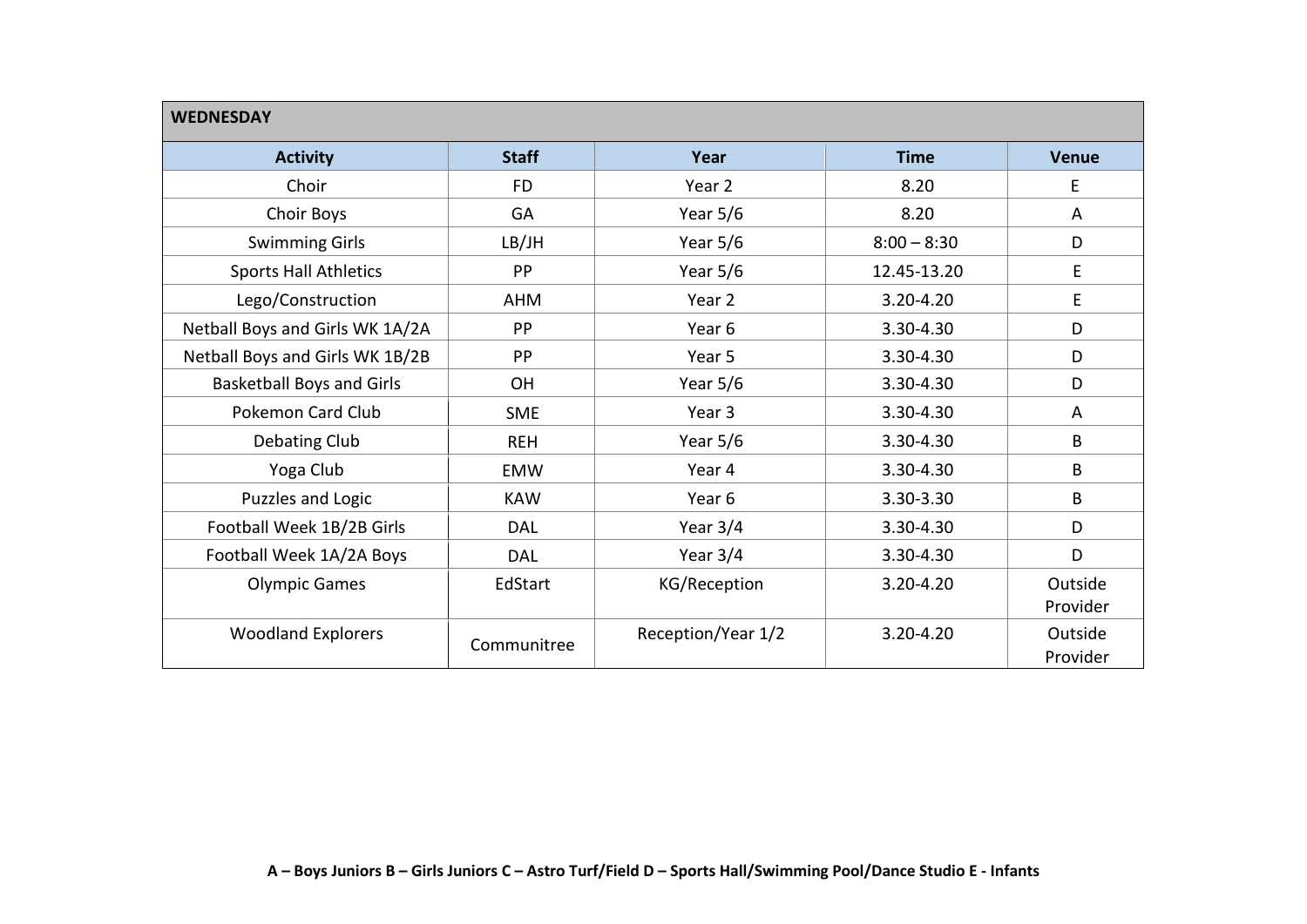| WEDNESDAY | | | | |
|---|---|---|---|---|
| **Activity** | **Staff** | **Year** | **Time** | **Venue** |
| Choir | FD | Year 2 | 8.20 | E |
| Choir Boys | GA | Year 5/6 | 8.20 | A |
| Swimming Girls | LB/JH | Year 5/6 | 8:00 – 8:30 | D |
| Sports Hall Athletics | PP | Year 5/6 | 12.45-13.20 | E |
| Lego/Construction | AHM | Year 2 | 3.20-4.20 | E |
| Netball Boys and Girls WK 1A/2A | PP | Year 6 | 3.30-4.30 | D |
| Netball Boys and Girls WK 1B/2B | PP | Year 5 | 3.30-4.30 | D |
| Basketball Boys and Girls | OH | Year 5/6 | 3.30-4.30 | D |
| Pokemon Card Club | SME | Year 3 | 3.30-4.30 | A |
| Debating Club | REH | Year 5/6 | 3.30-4.30 | B |
| Yoga Club | EMW | Year 4 | 3.30-4.30 | B |
| Puzzles and Logic | KAW | Year 6 | 3.30-3.30 | B |
| Football Week 1B/2B Girls | DAL | Year 3/4 | 3.30-4.30 | D |
| Football Week 1A/2A Boys | DAL | Year 3/4 | 3.30-4.30 | D |
| Olympic Games | EdStart | KG/Reception | 3.20-4.20 | Outside Provider |
| Woodland Explorers | Communitree | Reception/Year 1/2 | 3.20-4.20 | Outside Provider |

**A – Boys Juniors B – Girls Juniors C – Astro Turf/Field D – Sports Hall/Swimming Pool/Dance Studio E - Infants**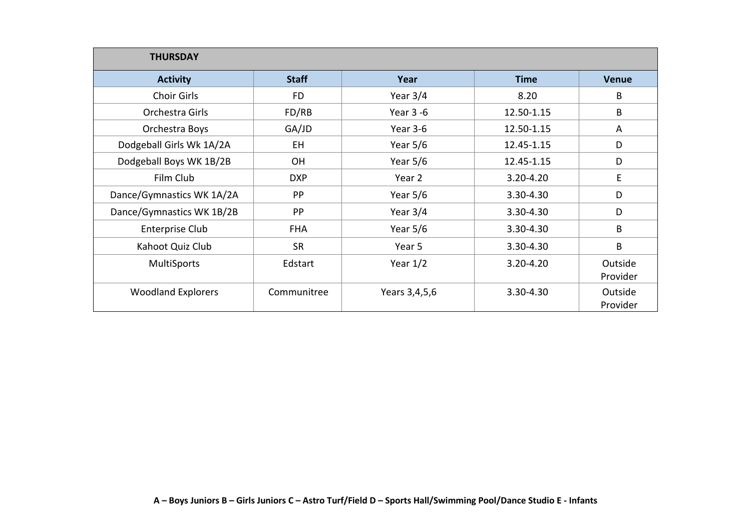| THURSDAY | | | | |
|---|---|---|---|---|
| **Activity** | **Staff** | **Year** | **Time** | **Venue** |
| Choir Girls | FD | Year 3/4 | 8.20 | B |
| Orchestra Girls | FD/RB | Year 3 -6 | 12.50-1.15 | B |
| Orchestra Boys | GA/JD | Year 3-6 | 12.50-1.15 | A |
| Dodgeball Girls Wk 1A/2A | EH | Year 5/6 | 12.45-1.15 | D |
| Dodgeball Boys WK 1B/2B | OH | Year 5/6 | 12.45-1.15 | D |
| Film Club | DXP | Year 2 | 3.20-4.20 | E |
| Dance/Gymnastics WK 1A/2A | PP | Year 5/6 | 3.30-4.30 | D |
| Dance/Gymnastics WK 1B/2B | PP | Year 3/4 | 3.30-4.30 | D |
| Enterprise Club | FHA | Year 5/6 | 3.30-4.30 | B |
| Kahoot Quiz Club | SR | Year 5 | 3.30-4.30 | B |
| MultiSports | Edstart | Year 1/2 | 3.20-4.20 | Outside Provider |
| Woodland Explorers | Communitree | Years 3,4,5,6 | 3.30-4.30 | Outside Provider |

**A – Boys Juniors B – Girls Juniors C – Astro Turf/Field D – Sports Hall/Swimming Pool/Dance Studio E - Infants**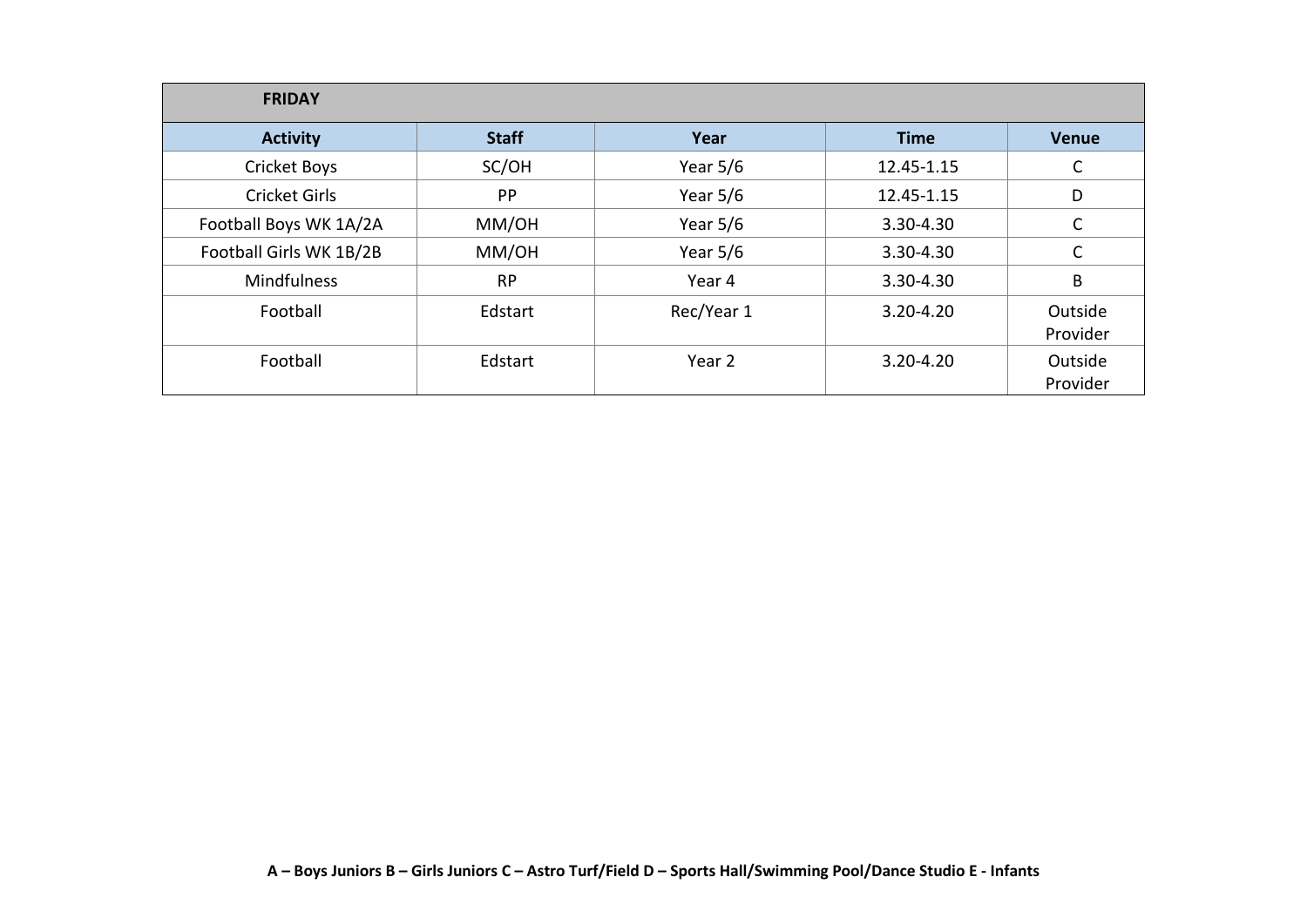| FRIDAY | | | | |
|---|---|---|---|---|
| **Activity** | **Staff** | **Year** | **Time** | **Venue** |
| Cricket Boys | SC/OH | Year 5/6 | 12.45-1.15 | C |
| Cricket Girls | PP | Year 5/6 | 12.45-1.15 | D |
| Football Boys WK 1A/2A | MM/OH | Year 5/6 | 3.30-4.30 | C |
| Football Girls WK 1B/2B | MM/OH | Year 5/6 | 3.30-4.30 | C |
| Mindfulness | RP | Year 4 | 3.30-4.30 | B |
| Football | Edstart | Rec/Year 1 | 3.20-4.20 | Outside Provider |
| Football | Edstart | Year 2 | 3.20-4.20 | Outside Provider |

**A – Boys Juniors B – Girls Juniors C – Astro Turf/Field D – Sports Hall/Swimming Pool/Dance Studio E - Infants**